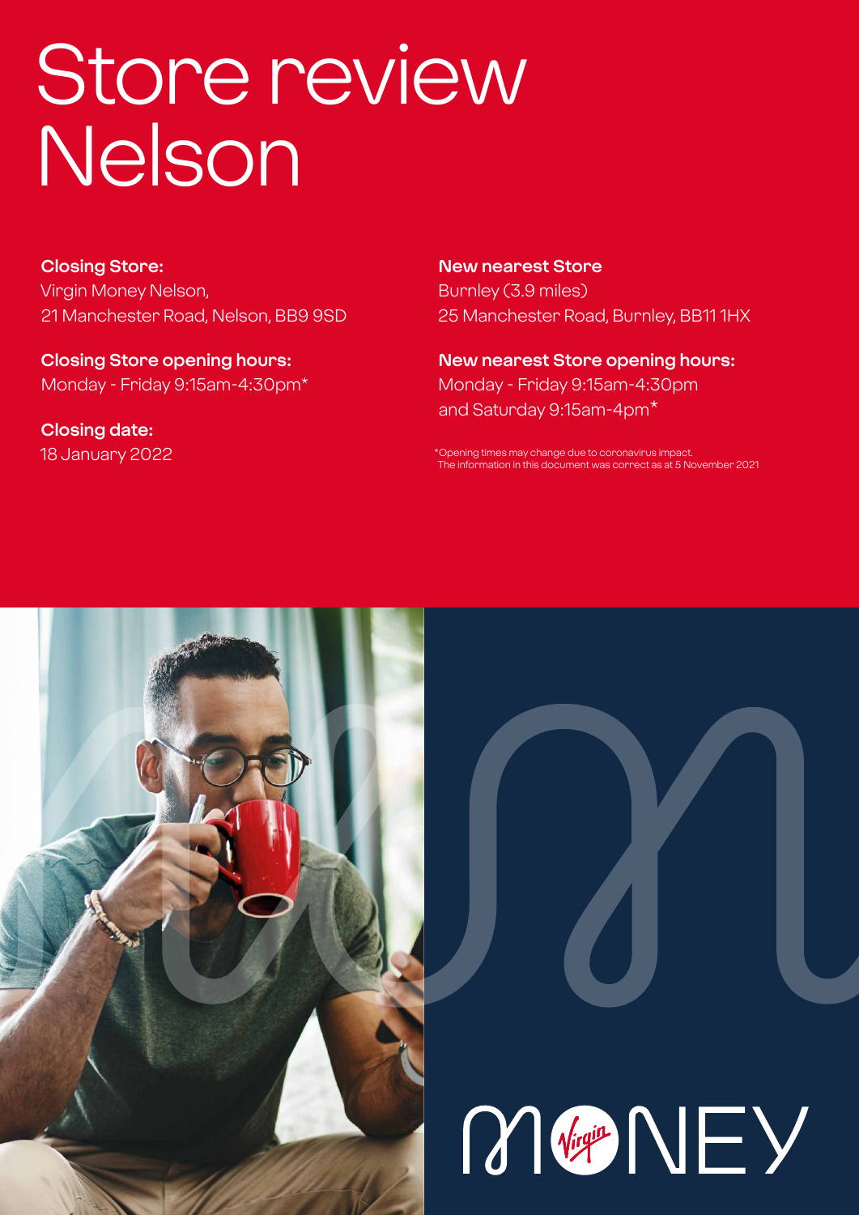# Store review Nelson

**Closing Store:**
Virgin Money Nelson,
21 Manchester Road, Nelson, BB9 9SD

**Closing Store opening hours:**
Monday - Friday 9:15am-4:30pm*

**Closing date:**
18 January 2022

**New nearest Store**
Burnley (3.9 miles)
25 Manchester Road, Burnley, BB11 1HX

**New nearest Store opening hours:**
Monday - Friday 9:15am-4:30pm
and Saturday 9:15am-4pm*

*Opening times may change due to coronavirus impact.
The information in this document was correct as at 5 November 2021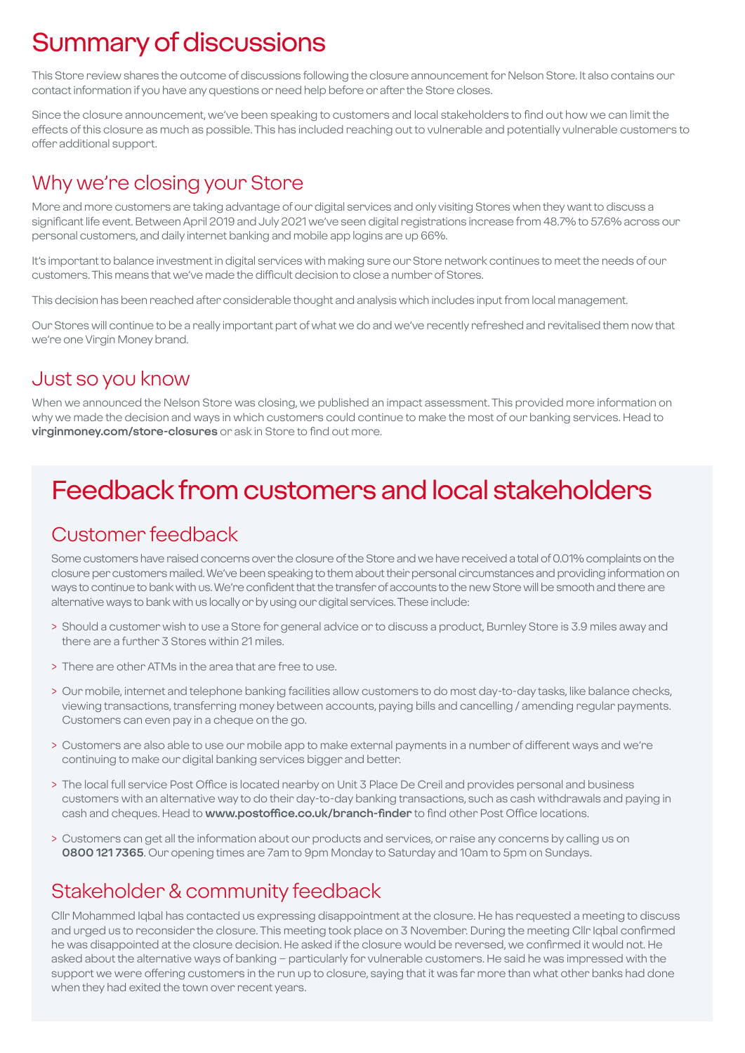# Summary of discussions

This Store review shares the outcome of discussions following the closure announcement for Nelson Store. It also contains our contact information if you have any questions or need help before or after the Store closes.

Since the closure announcement, we've been speaking to customers and local stakeholders to find out how we can limit the effects of this closure as much as possible. This has included reaching out to vulnerable and potentially vulnerable customers to offer additional support.

## Why we're closing your Store

More and more customers are taking advantage of our digital services and only visiting Stores when they want to discuss a significant life event. Between April 2019 and July 2021 we've seen digital registrations increase from 48.7% to 57.6% across our personal customers, and daily internet banking and mobile app logins are up 66%.

It's important to balance investment in digital services with making sure our Store network continues to meet the needs of our customers. This means that we've made the difficult decision to close a number of Stores.

This decision has been reached after considerable thought and analysis which includes input from local management.

Our Stores will continue to be a really important part of what we do and we've recently refreshed and revitalised them now that we're one Virgin Money brand.

## Just so you know

When we announced the Nelson Store was closing, we published an impact assessment. This provided more information on why we made the decision and ways in which customers could continue to make the most of our banking services. Head to **virginmoney.com/store-closures** or ask in Store to find out more.

# Feedback from customers and local stakeholders

## Customer feedback

Some customers have raised concerns over the closure of the Store and we have received a total of 0.01% complaints on the closure per customers mailed. We've been speaking to them about their personal circumstances and providing information on ways to continue to bank with us. We're confident that the transfer of accounts to the new Store will be smooth and there are alternative ways to bank with us locally or by using our digital services. These include:

> Should a customer wish to use a Store for general advice or to discuss a product, Burnley Store is 3.9 miles away and there are a further 3 Stores within 21 miles.

> There are other ATMs in the area that are free to use.

> Our mobile, internet and telephone banking facilities allow customers to do most day-to-day tasks, like balance checks, viewing transactions, transferring money between accounts, paying bills and cancelling / amending regular payments. Customers can even pay in a cheque on the go.

> Customers are also able to use our mobile app to make external payments in a number of different ways and we're continuing to make our digital banking services bigger and better.

> The local full service Post Office is located nearby on Unit 3 Place De Creil and provides personal and business customers with an alternative way to do their day-to-day banking transactions, such as cash withdrawals and paying in cash and cheques. Head to **www.postoffice.co.uk/branch-finder** to find other Post Office locations.

> Customers can get all the information about our products and services, or raise any concerns by calling us on **0800 121 7365**. Our opening times are 7am to 9pm Monday to Saturday and 10am to 5pm on Sundays.

## Stakeholder & community feedback

Cllr Mohammed Iqbal has contacted us expressing disappointment at the closure. He has requested a meeting to discuss and urged us to reconsider the closure. This meeting took place on 3 November. During the meeting Cllr Iqbal confirmed he was disappointed at the closure decision. He asked if the closure would be reversed, we confirmed it would not. He asked about the alternative ways of banking – particularly for vulnerable customers. He said he was impressed with the support we were offering customers in the run up to closure, saying that it was far more than what other banks had done when they had exited the town over recent years.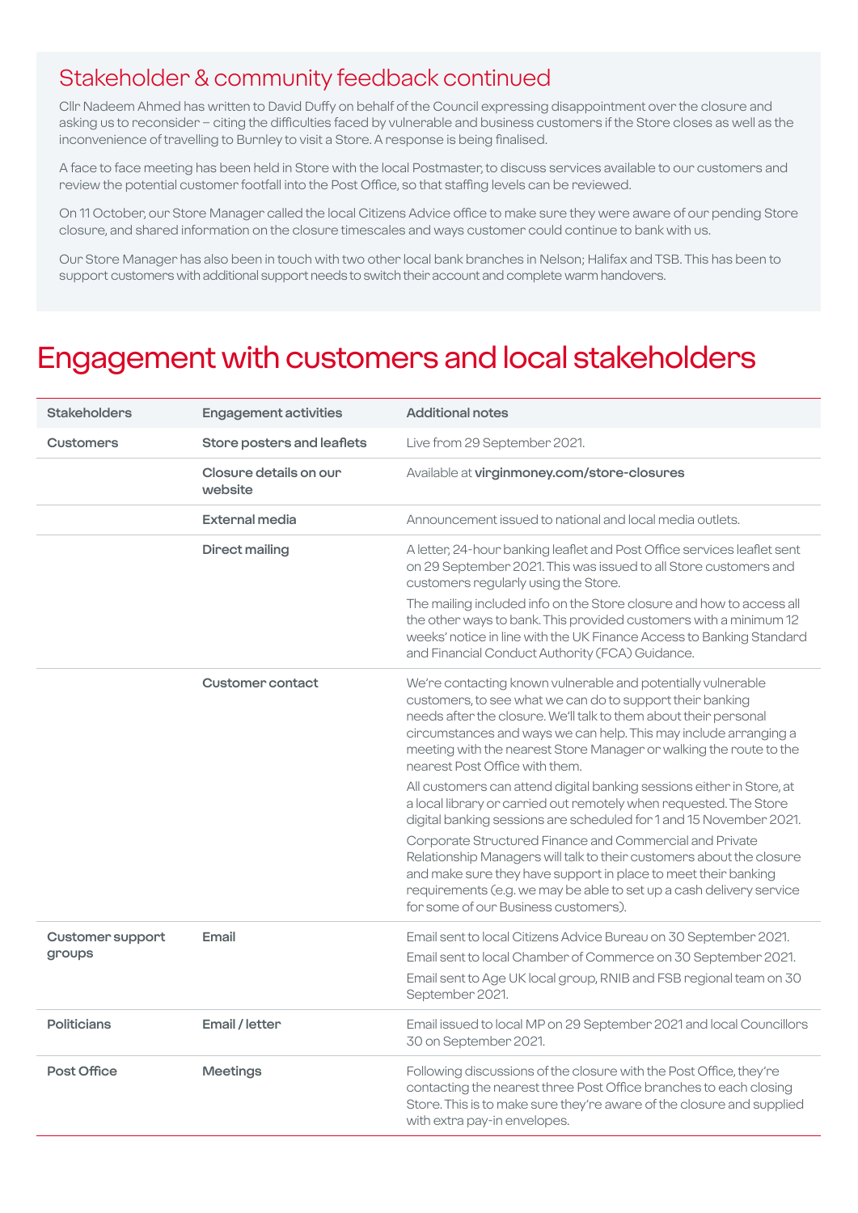## Stakeholder & community feedback continued

Cllr Nadeem Ahmed has written to David Duffy on behalf of the Council expressing disappointment over the closure and asking us to reconsider – citing the difficulties faced by vulnerable and business customers if the Store closes as well as the inconvenience of travelling to Burnley to visit a Store. A response is being finalised.

A face to face meeting has been held in Store with the local Postmaster, to discuss services available to our customers and review the potential customer footfall into the Post Office, so that staffing levels can be reviewed.

On 11 October, our Store Manager called the local Citizens Advice office to make sure they were aware of our pending Store closure, and shared information on the closure timescales and ways customer could continue to bank with us.

Our Store Manager has also been in touch with two other local bank branches in Nelson; Halifax and TSB. This has been to support customers with additional support needs to switch their account and complete warm handovers.

# Engagement with customers and local stakeholders

| Stakeholders | Engagement activities | Additional notes |
|---|---|---|
| **Customers** | **Store posters and leaflets** | Live from 29 September 2021. |
| | **Closure details on our website** | Available at **virginmoney.com/store-closures** |
| | **External media** | Announcement issued to national and local media outlets. |
| | **Direct mailing** | A letter, 24-hour banking leaflet and Post Office services leaflet sent on 29 September 2021. This was issued to all Store customers and customers regularly using the Store.<br><br>The mailing included info on the Store closure and how to access all the other ways to bank. This provided customers with a minimum 12 weeks' notice in line with the UK Finance Access to Banking Standard and Financial Conduct Authority (FCA) Guidance. |
| | **Customer contact** | We're contacting known vulnerable and potentially vulnerable customers, to see what we can do to support their banking needs after the closure. We'll talk to them about their personal circumstances and ways we can help. This may include arranging a meeting with the nearest Store Manager or walking the route to the nearest Post Office with them.<br><br>All customers can attend digital banking sessions either in Store, at a local library or carried out remotely when requested. The Store digital banking sessions are scheduled for 1 and 15 November 2021.<br><br>Corporate Structured Finance and Commercial and Private Relationship Managers will talk to their customers about the closure and make sure they have support in place to meet their banking requirements (e.g. we may be able to set up a cash delivery service for some of our Business customers). |
| **Customer support groups** | **Email** | Email sent to local Citizens Advice Bureau on 30 September 2021.<br><br>Email sent to local Chamber of Commerce on 30 September 2021.<br><br>Email sent to Age UK local group, RNIB and FSB regional team on 30 September 2021. |
| **Politicians** | **Email / letter** | Email issued to local MP on 29 September 2021 and local Councillors 30 on September 2021. |
| **Post Office** | **Meetings** | Following discussions of the closure with the Post Office, they're contacting the nearest three Post Office branches to each closing Store. This is to make sure they're aware of the closure and supplied with extra pay-in envelopes. |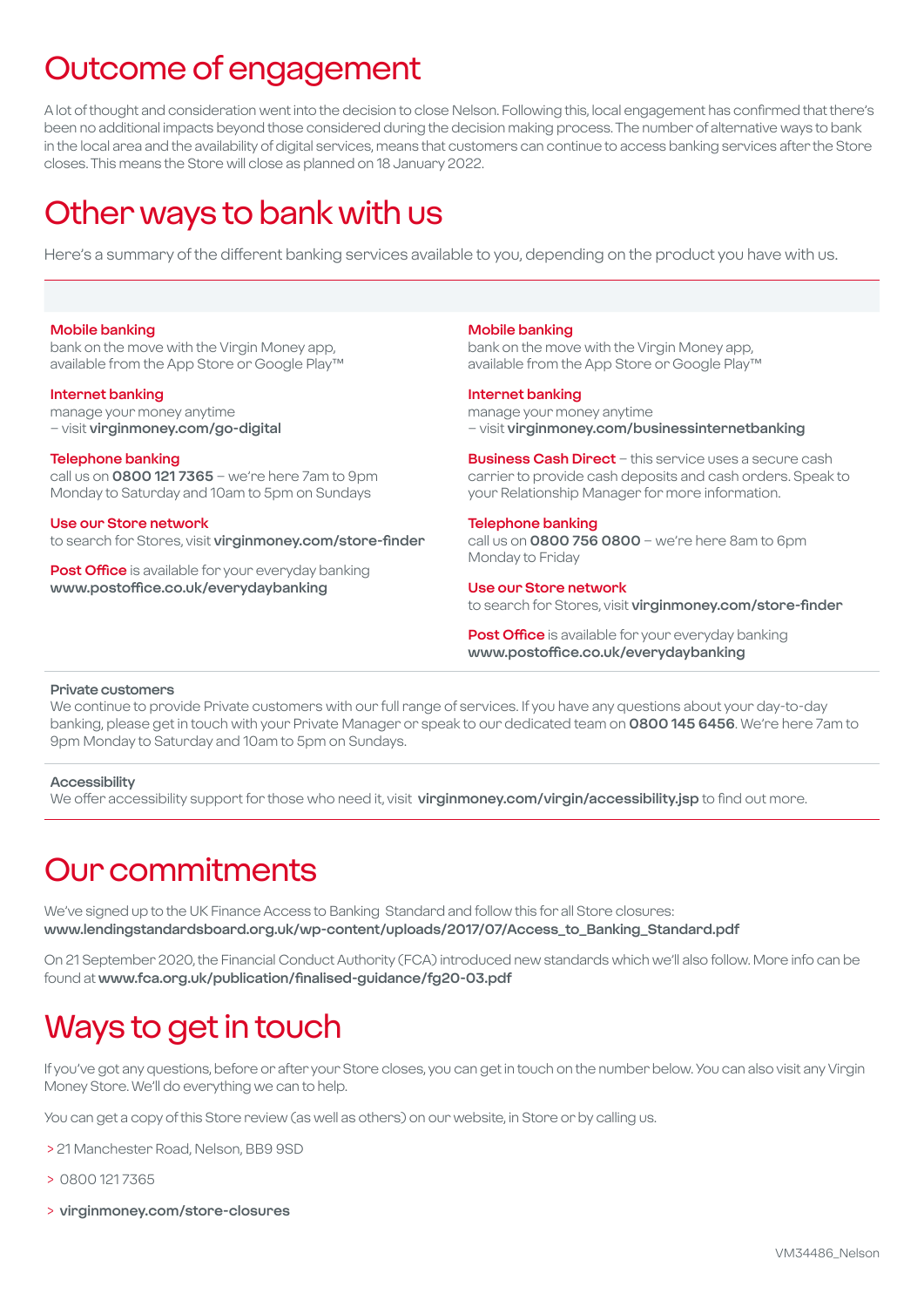# Outcome of engagement

A lot of thought and consideration went into the decision to close Nelson. Following this, local engagement has confirmed that there's been no additional impacts beyond those considered during the decision making process. The number of alternative ways to bank in the local area and the availability of digital services, means that customers can continue to access banking services after the Store closes. This means the Store will close as planned on 18 January 2022.

# Other ways to bank with us

Here's a summary of the different banking services available to you, depending on the product you have with us.

**Mobile banking**
bank on the move with the Virgin Money app, available from the App Store or Google Play™

**Internet banking**
manage your money anytime
– visit **virginmoney.com/go-digital**

**Telephone banking**
call us on **0800 121 7365** – we're here 7am to 9pm Monday to Saturday and 10am to 5pm on Sundays

**Use our Store network**
to search for Stores, visit **virginmoney.com/store-finder**

**Post Office** is available for your everyday banking
**www.postoffice.co.uk/everydaybanking**

**Mobile banking**
bank on the move with the Virgin Money app, available from the App Store or Google Play™

**Internet banking**
manage your money anytime
– visit **virginmoney.com/businessinternetbanking**

**Business Cash Direct** – this service uses a secure cash carrier to provide cash deposits and cash orders. Speak to your Relationship Manager for more information.

**Telephone banking**
call us on **0800 756 0800** – we're here 8am to 6pm Monday to Friday

**Use our Store network**
to search for Stores, visit **virginmoney.com/store-finder**

**Post Office** is available for your everyday banking
**www.postoffice.co.uk/everydaybanking**

**Private customers**
We continue to provide Private customers with our full range of services. If you have any questions about your day-to-day banking, please get in touch with your Private Manager or speak to our dedicated team on **0800 145 6456**. We're here 7am to 9pm Monday to Saturday and 10am to 5pm on Sundays.

**Accessibility**
We offer accessibility support for those who need it, visit **virginmoney.com/virgin/accessibility.jsp** to find out more.

# Our commitments

We've signed up to the UK Finance Access to Banking Standard and follow this for all Store closures:
**www.lendingstandardsboard.org.uk/wp-content/uploads/2017/07/Access_to_Banking_Standard.pdf**

On 21 September 2020, the Financial Conduct Authority (FCA) introduced new standards which we'll also follow. More info can be found at **www.fca.org.uk/publication/finalised-guidance/fg20-03.pdf**

# Ways to get in touch

If you've got any questions, before or after your Store closes, you can get in touch on the number below. You can also visit any Virgin Money Store. We'll do everything we can to help.

You can get a copy of this Store review (as well as others) on our website, in Store or by calling us.

> 21 Manchester Road, Nelson, BB9 9SD

> 0800 121 7365

> **virginmoney.com/store-closures**

VM34486_Nelson